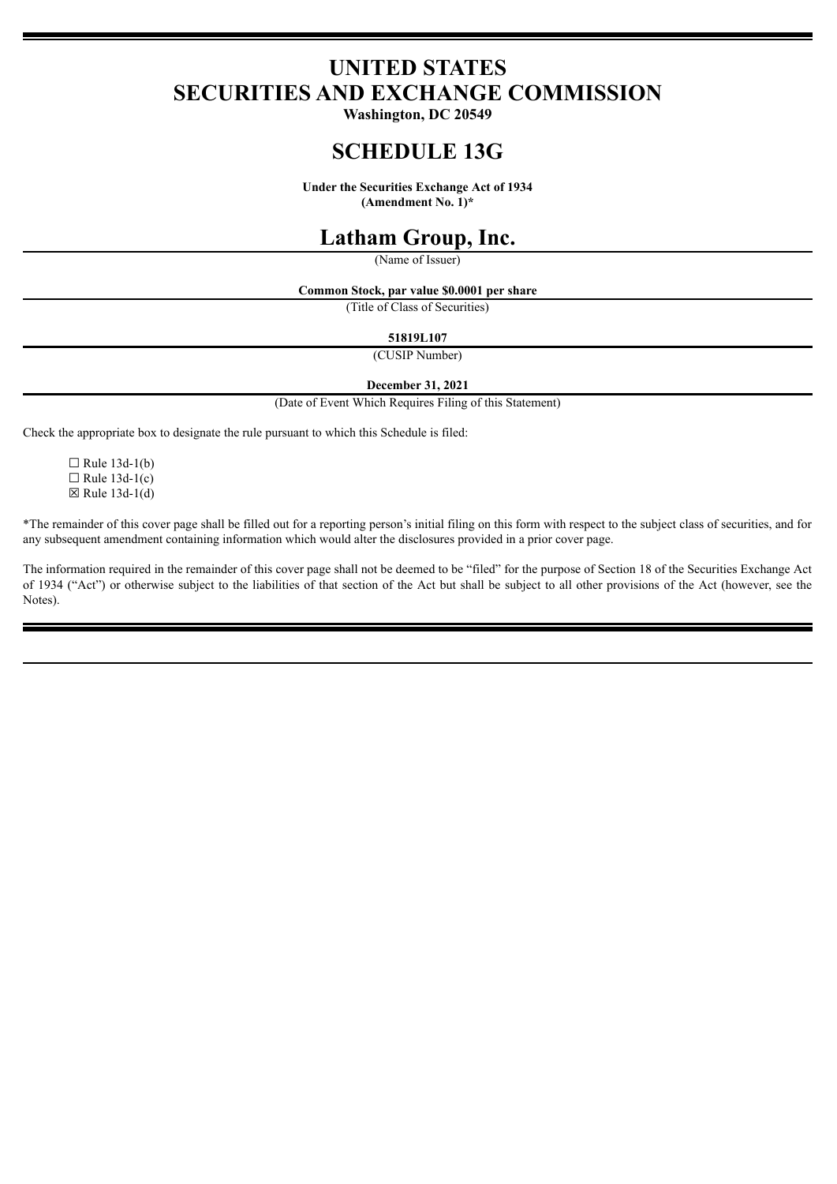# UNITED STATES
# SECURITIES AND EXCHANGE COMMISSION

**Washington, DC 20549**

# SCHEDULE 13G

**Under the Securities Exchange Act of 1934**
**(Amendment No. 1)***

# Latham Group, Inc.

(Name of Issuer)

**Common Stock, par value $0.0001 per share**

(Title of Class of Securities)

**51819L107**

(CUSIP Number)

**December 31, 2021**

(Date of Event Which Requires Filing of this Statement)

Check the appropriate box to designate the rule pursuant to which this Schedule is filed:

☐ Rule 13d-1(b)
☐ Rule 13d-1(c)
☒ Rule 13d-1(d)

*The remainder of this cover page shall be filled out for a reporting person's initial filing on this form with respect to the subject class of securities, and for any subsequent amendment containing information which would alter the disclosures provided in a prior cover page.

The information required in the remainder of this cover page shall not be deemed to be "filed" for the purpose of Section 18 of the Securities Exchange Act of 1934 ("Act") or otherwise subject to the liabilities of that section of the Act but shall be subject to all other provisions of the Act (however, see the Notes).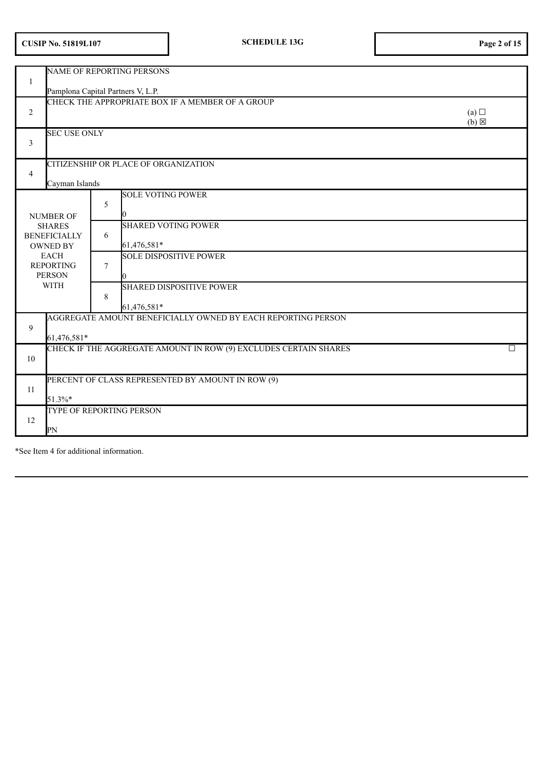| | | | |
|---|---|---|---|
| 1 | NAME OF REPORTING PERSONS<br><br>Pamplona Capital Partners V, L.P. | | |
| 2 | CHECK THE APPROPRIATE BOX IF A MEMBER OF A GROUP | | (a) ☐<br>(b) ☒ |
| 3 | SEC USE ONLY | | |
| 4 | CITIZENSHIP OR PLACE OF ORGANIZATION<br><br>Cayman Islands | | |
| NUMBER OF SHARES BENEFICIALLY OWNED BY EACH REPORTING PERSON WITH | 5 | SOLE VOTING POWER<br><br>0 | |
| | 6 | SHARED VOTING POWER<br><br>61,476,581* | |
| | 7 | SOLE DISPOSITIVE POWER<br><br>0 | |
| | 8 | SHARED DISPOSITIVE POWER<br><br>61,476,581* | |
| 9 | AGGREGATE AMOUNT BENEFICIALLY OWNED BY EACH REPORTING PERSON<br><br>61,476,581* | | |
| 10 | CHECK IF THE AGGREGATE AMOUNT IN ROW (9) EXCLUDES CERTAIN SHARES | | ☐ |
| 11 | PERCENT OF CLASS REPRESENTED BY AMOUNT IN ROW (9)<br><br>51.3%* | | |
| 12 | TYPE OF REPORTING PERSON<br><br>PN | | |

*See Item 4 for additional information.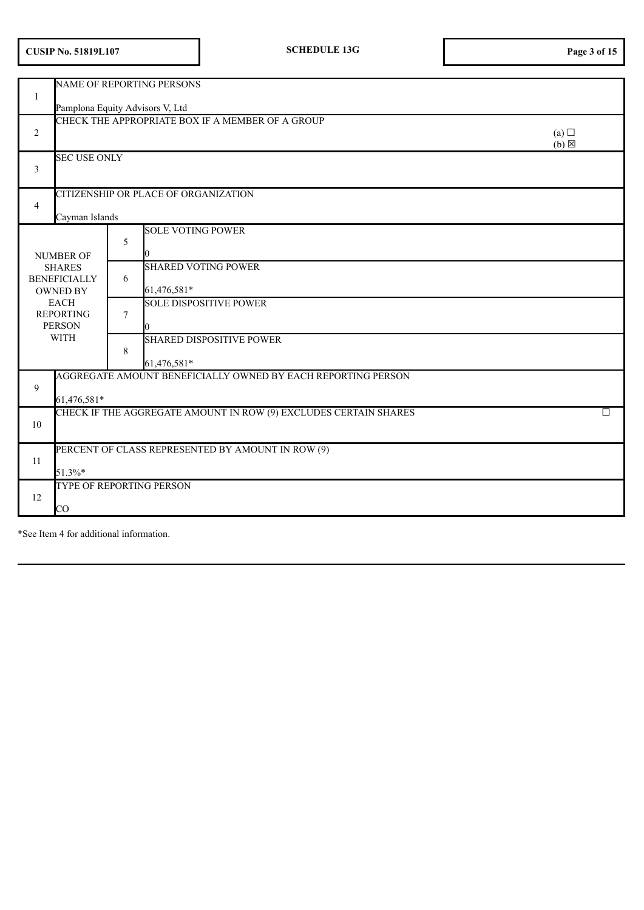| | | | |
|---|---|---|---|
| 1 | NAME OF REPORTING PERSONS<br><br>Pamplona Equity Advisors V, Ltd | | |
| 2 | CHECK THE APPROPRIATE BOX IF A MEMBER OF A GROUP | | (a) ☐<br>(b) ☒ |
| 3 | SEC USE ONLY | | |
| 4 | CITIZENSHIP OR PLACE OF ORGANIZATION<br><br>Cayman Islands | | |
| NUMBER OF SHARES BENEFICIALLY OWNED BY EACH REPORTING PERSON WITH | 5 | SOLE VOTING POWER<br><br>0 | |
| | 6 | SHARED VOTING POWER<br><br>61,476,581* | |
| | 7 | SOLE DISPOSITIVE POWER<br><br>0 | |
| | 8 | SHARED DISPOSITIVE POWER<br><br>61,476,581* | |
| 9 | AGGREGATE AMOUNT BENEFICIALLY OWNED BY EACH REPORTING PERSON<br><br>61,476,581* | | |
| 10 | CHECK IF THE AGGREGATE AMOUNT IN ROW (9) EXCLUDES CERTAIN SHARES | | ☐ |
| 11 | PERCENT OF CLASS REPRESENTED BY AMOUNT IN ROW (9)<br><br>51.3%* | | |
| 12 | TYPE OF REPORTING PERSON<br><br>CO | | |

*See Item 4 for additional information.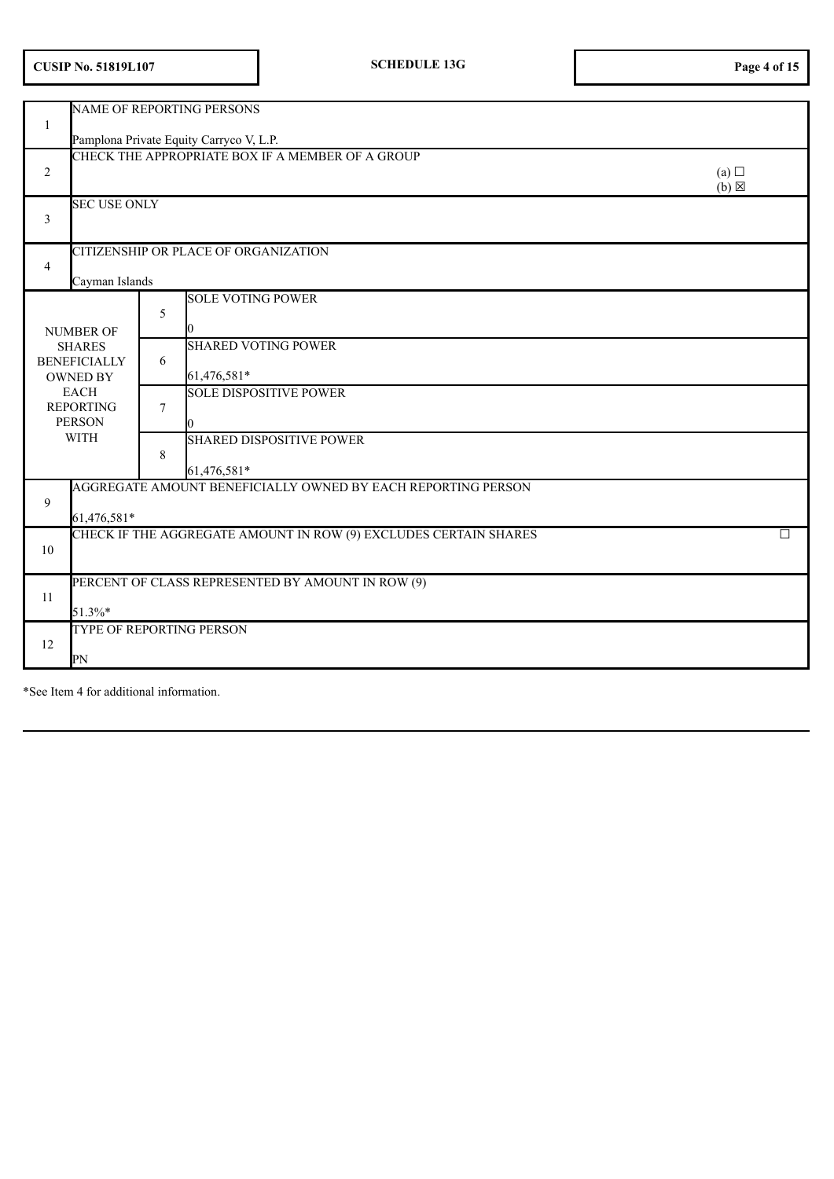| | | | |
|---|---|---|---|
| 1 | NAME OF REPORTING PERSONS<br><br>Pamplona Private Equity Carryco V, L.P. | | |
| 2 | CHECK THE APPROPRIATE BOX IF A MEMBER OF A GROUP | | (a) ☐<br>(b) ☒ |
| 3 | SEC USE ONLY | | |
| 4 | CITIZENSHIP OR PLACE OF ORGANIZATION<br><br>Cayman Islands | | |
| NUMBER OF SHARES BENEFICIALLY OWNED BY EACH REPORTING PERSON WITH | 5 | SOLE VOTING POWER<br><br>0 | |
| | 6 | SHARED VOTING POWER<br><br>61,476,581* | |
| | 7 | SOLE DISPOSITIVE POWER<br><br>0 | |
| | 8 | SHARED DISPOSITIVE POWER<br><br>61,476,581* | |
| 9 | AGGREGATE AMOUNT BENEFICIALLY OWNED BY EACH REPORTING PERSON<br><br>61,476,581* | | |
| 10 | CHECK IF THE AGGREGATE AMOUNT IN ROW (9) EXCLUDES CERTAIN SHARES | | ☐ |
| 11 | PERCENT OF CLASS REPRESENTED BY AMOUNT IN ROW (9)<br><br>51.3%* | | |
| 12 | TYPE OF REPORTING PERSON<br><br>PN | | |

*See Item 4 for additional information.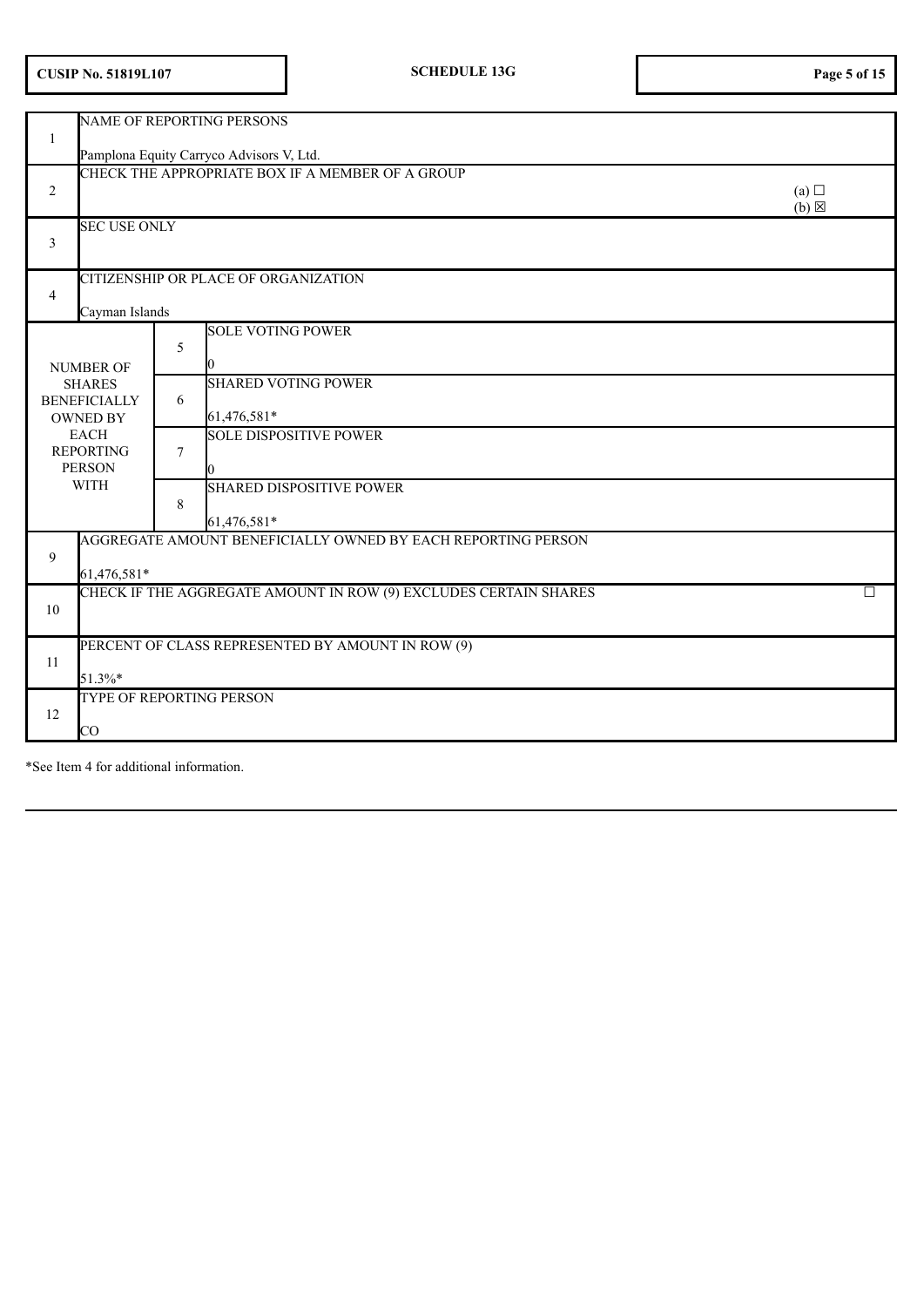CUSIP No. 51819L107 | SCHEDULE 13G

| | | | |
|---|---|---|---|
| 1 | NAME OF REPORTING PERSONS<br><br>Pamplona Equity Carryco Advisors V, Ltd. | | |
| 2 | CHECK THE APPROPRIATE BOX IF A MEMBER OF A GROUP | | (a) ☐<br>(b) ☒ |
| 3 | SEC USE ONLY | | |
| 4 | CITIZENSHIP OR PLACE OF ORGANIZATION<br><br>Cayman Islands | | |
| NUMBER OF SHARES BENEFICIALLY OWNED BY EACH REPORTING PERSON WITH | 5 | SOLE VOTING POWER<br><br>0 | |
| | 6 | SHARED VOTING POWER<br><br>61,476,581* | |
| | 7 | SOLE DISPOSITIVE POWER<br><br>0 | |
| | 8 | SHARED DISPOSITIVE POWER<br><br>61,476,581* | |
| 9 | AGGREGATE AMOUNT BENEFICIALLY OWNED BY EACH REPORTING PERSON<br><br>61,476,581* | | |
| 10 | CHECK IF THE AGGREGATE AMOUNT IN ROW (9) EXCLUDES CERTAIN SHARES | | ☐ |
| 11 | PERCENT OF CLASS REPRESENTED BY AMOUNT IN ROW (9)<br><br>51.3%* | | |
| 12 | TYPE OF REPORTING PERSON<br><br>CO | | |

*See Item 4 for additional information.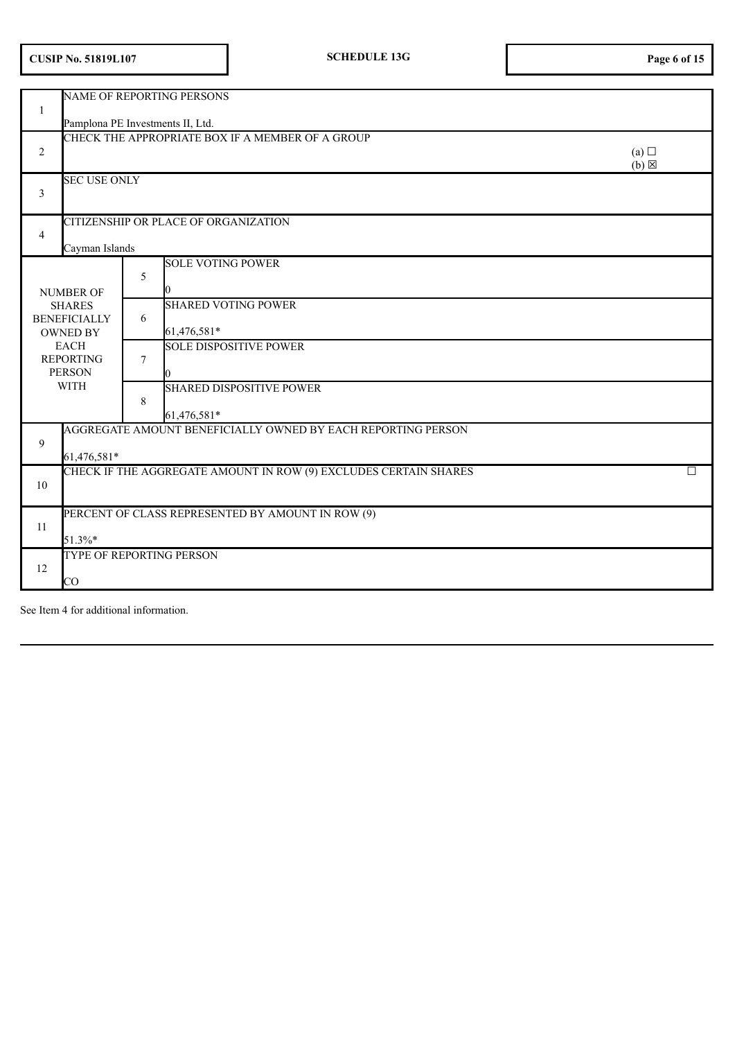| | | | |
|---|---|---|---|
| 1 | NAME OF REPORTING PERSONS<br><br>Pamplona PE Investments II, Ltd. | | |
| 2 | CHECK THE APPROPRIATE BOX IF A MEMBER OF A GROUP | | (a) ☐<br>(b) ☒ |
| 3 | SEC USE ONLY | | |
| 4 | CITIZENSHIP OR PLACE OF ORGANIZATION<br><br>Cayman Islands | | |
| NUMBER OF SHARES BENEFICIALLY OWNED BY EACH REPORTING PERSON WITH | 5 | SOLE VOTING POWER<br><br>0 | |
| | 6 | SHARED VOTING POWER<br><br>61,476,581* | |
| | 7 | SOLE DISPOSITIVE POWER<br><br>0 | |
| | 8 | SHARED DISPOSITIVE POWER<br><br>61,476,581* | |
| 9 | AGGREGATE AMOUNT BENEFICIALLY OWNED BY EACH REPORTING PERSON<br><br>61,476,581* | | |
| 10 | CHECK IF THE AGGREGATE AMOUNT IN ROW (9) EXCLUDES CERTAIN SHARES | | ☐ |
| 11 | PERCENT OF CLASS REPRESENTED BY AMOUNT IN ROW (9)<br><br>51.3%* | | |
| 12 | TYPE OF REPORTING PERSON<br><br>CO | | |

See Item 4 for additional information.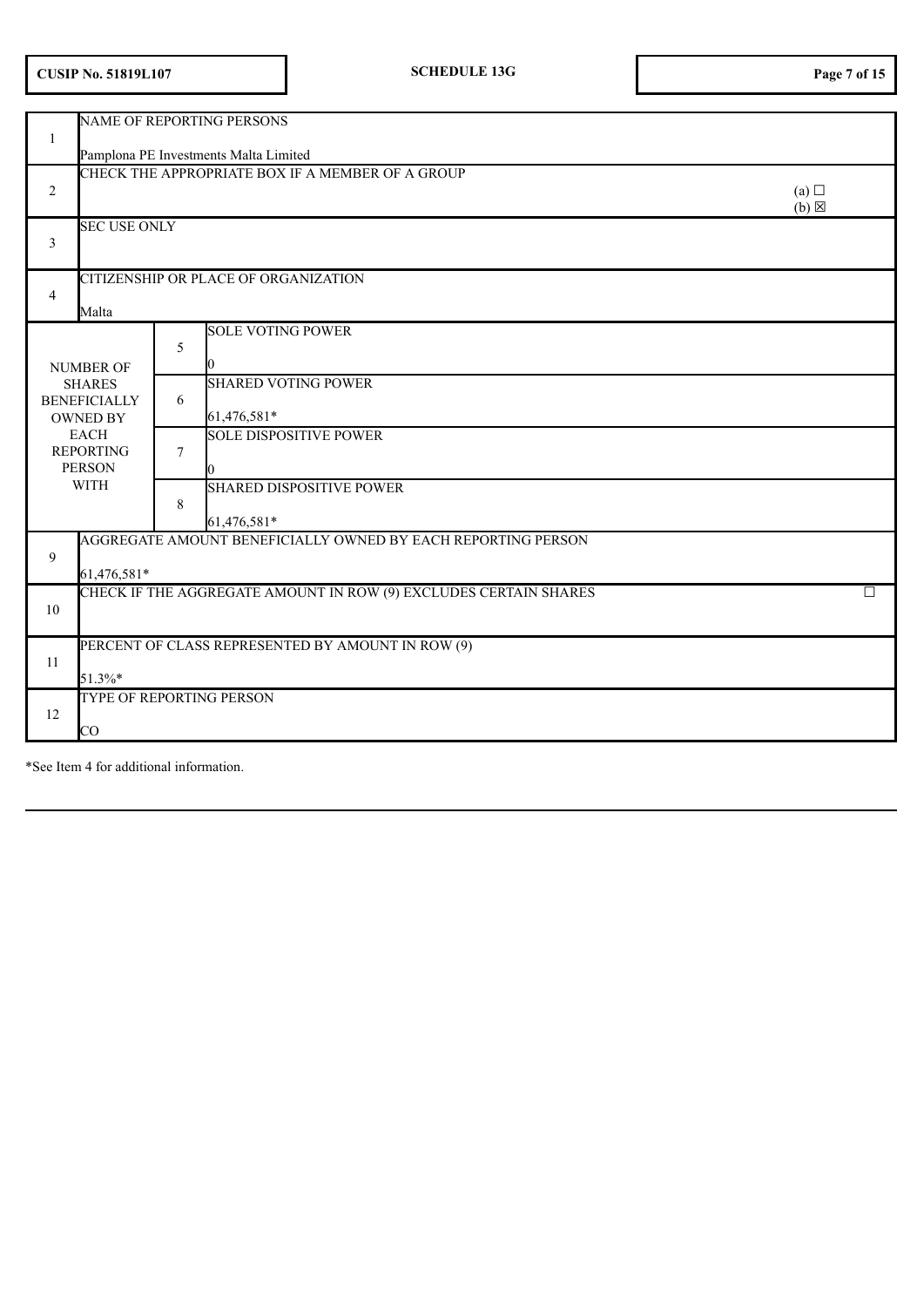| CUSIP No. 51819L107 | SCHEDULE 13G |
|---|---|

| | | | |
|---|---|---|---|
| 1 | NAME OF REPORTING PERSONS<br><br>Pamplona PE Investments Malta Limited | | |
| 2 | CHECK THE APPROPRIATE BOX IF A MEMBER OF A GROUP | | (a) ☐<br>(b) ☒ |
| 3 | SEC USE ONLY | | |
| 4 | CITIZENSHIP OR PLACE OF ORGANIZATION<br><br>Malta | | |
| NUMBER OF SHARES BENEFICIALLY OWNED BY EACH REPORTING PERSON WITH | 5 | SOLE VOTING POWER<br><br>0 | |
| | 6 | SHARED VOTING POWER<br><br>61,476,581* | |
| | 7 | SOLE DISPOSITIVE POWER<br><br>0 | |
| | 8 | SHARED DISPOSITIVE POWER<br><br>61,476,581* | |
| 9 | AGGREGATE AMOUNT BENEFICIALLY OWNED BY EACH REPORTING PERSON<br><br>61,476,581* | | |
| 10 | CHECK IF THE AGGREGATE AMOUNT IN ROW (9) EXCLUDES CERTAIN SHARES | | ☐ |
| 11 | PERCENT OF CLASS REPRESENTED BY AMOUNT IN ROW (9)<br><br>51.3%* | | |
| 12 | TYPE OF REPORTING PERSON<br><br>CO | | |

*See Item 4 for additional information.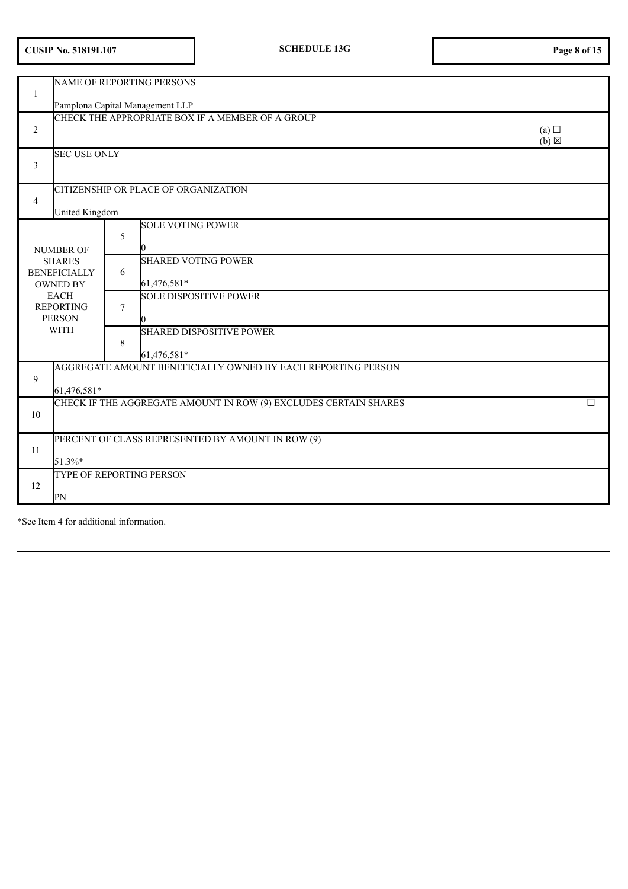| | | | |
|---|---|---|---|
| 1 | NAME OF REPORTING PERSONS<br><br>Pamplona Capital Management LLP | | |
| 2 | CHECK THE APPROPRIATE BOX IF A MEMBER OF A GROUP | | (a) ☐<br>(b) ☒ |
| 3 | SEC USE ONLY | | |
| 4 | CITIZENSHIP OR PLACE OF ORGANIZATION<br><br>United Kingdom | | |
| NUMBER OF SHARES BENEFICIALLY OWNED BY EACH REPORTING PERSON WITH | 5 | SOLE VOTING POWER<br><br>0 | |
| | 6 | SHARED VOTING POWER<br><br>61,476,581* | |
| | 7 | SOLE DISPOSITIVE POWER<br><br>0 | |
| | 8 | SHARED DISPOSITIVE POWER<br><br>61,476,581* | |
| 9 | AGGREGATE AMOUNT BENEFICIALLY OWNED BY EACH REPORTING PERSON<br><br>61,476,581* | | |
| 10 | CHECK IF THE AGGREGATE AMOUNT IN ROW (9) EXCLUDES CERTAIN SHARES | | ☐ |
| 11 | PERCENT OF CLASS REPRESENTED BY AMOUNT IN ROW (9)<br><br>51.3%* | | |
| 12 | TYPE OF REPORTING PERSON<br><br>PN | | |

*See Item 4 for additional information.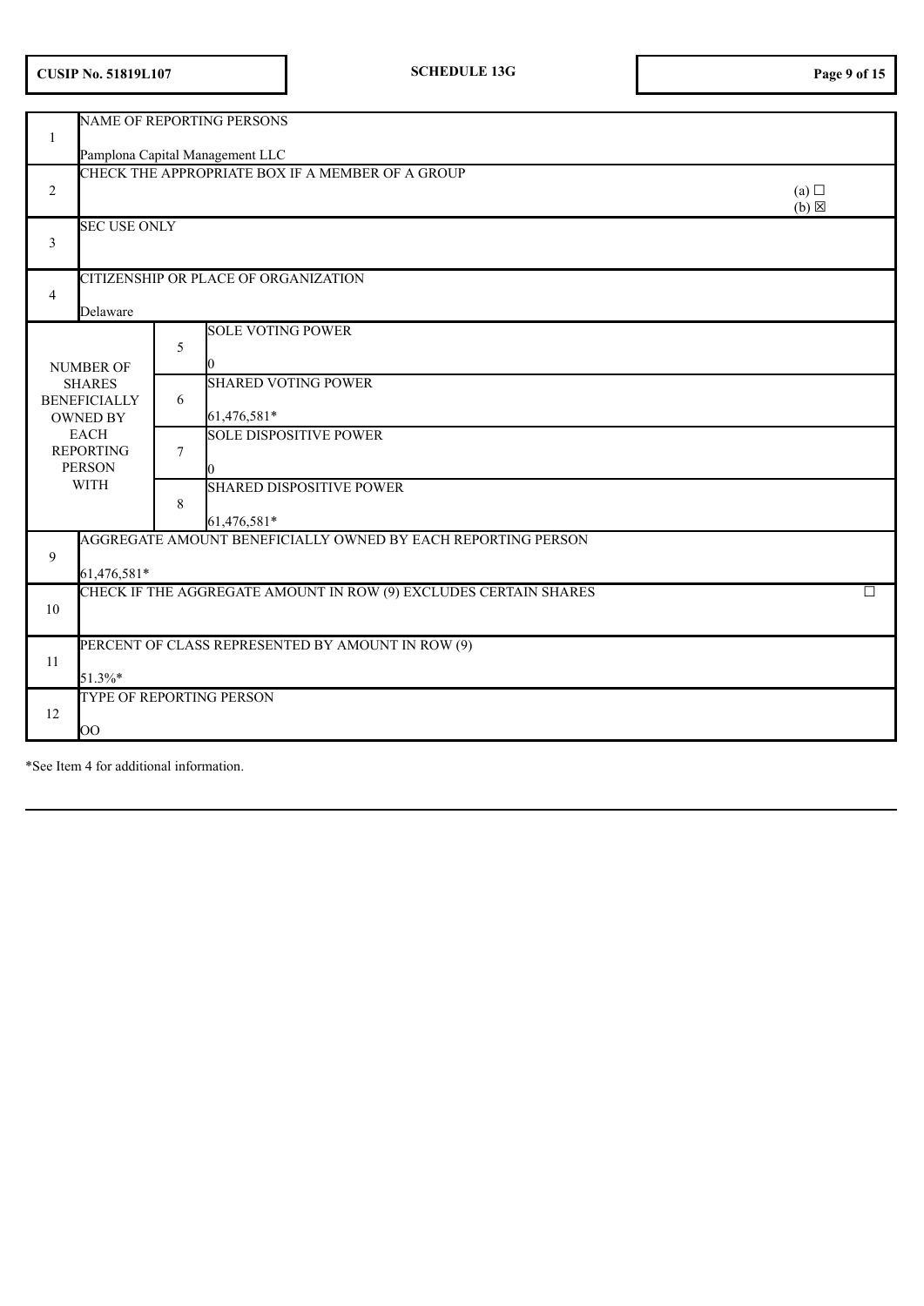| | | | |
|---|---|---|---|
| 1 | NAME OF REPORTING PERSONS<br><br>Pamplona Capital Management LLC | | |
| 2 | CHECK THE APPROPRIATE BOX IF A MEMBER OF A GROUP | | (a) ☐<br>(b) ☒ |
| 3 | SEC USE ONLY | | |
| 4 | CITIZENSHIP OR PLACE OF ORGANIZATION<br><br>Delaware | | |
| NUMBER OF SHARES BENEFICIALLY OWNED BY EACH REPORTING PERSON WITH | 5 | SOLE VOTING POWER<br><br>0 | |
| | 6 | SHARED VOTING POWER<br><br>61,476,581* | |
| | 7 | SOLE DISPOSITIVE POWER<br><br>0 | |
| | 8 | SHARED DISPOSITIVE POWER<br><br>61,476,581* | |
| 9 | AGGREGATE AMOUNT BENEFICIALLY OWNED BY EACH REPORTING PERSON<br><br>61,476,581* | | |
| 10 | CHECK IF THE AGGREGATE AMOUNT IN ROW (9) EXCLUDES CERTAIN SHARES | | ☐ |
| 11 | PERCENT OF CLASS REPRESENTED BY AMOUNT IN ROW (9)<br><br>51.3%* | | |
| 12 | TYPE OF REPORTING PERSON<br><br>OO | | |

*See Item 4 for additional information.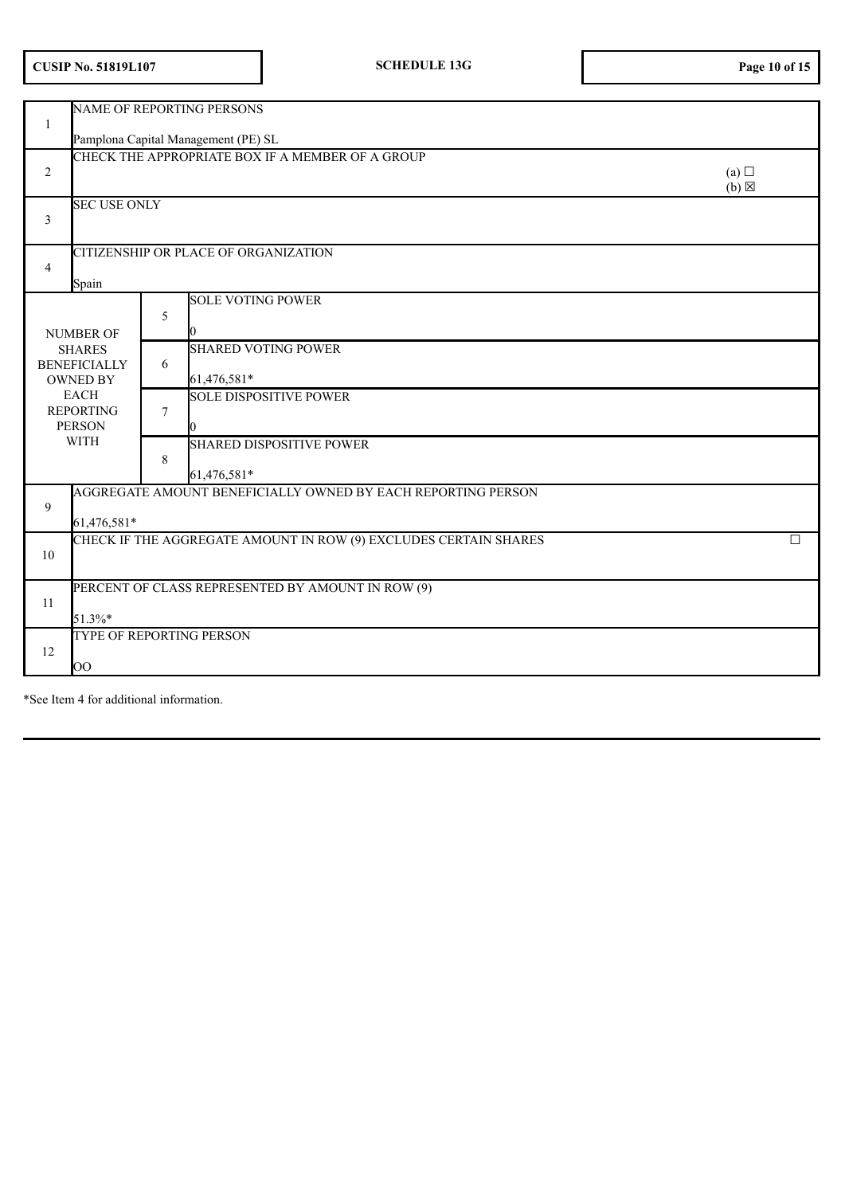| | | | |
|---|---|---|---|
| 1 | NAME OF REPORTING PERSONS<br><br>Pamplona Capital Management (PE) SL | | |
| 2 | CHECK THE APPROPRIATE BOX IF A MEMBER OF A GROUP | | (a) ☐<br>(b) ☒ |
| 3 | SEC USE ONLY | | |
| 4 | CITIZENSHIP OR PLACE OF ORGANIZATION<br><br>Spain | | |
| NUMBER OF SHARES BENEFICIALLY OWNED BY EACH REPORTING PERSON WITH | 5 | SOLE VOTING POWER<br><br>0 | |
| | 6 | SHARED VOTING POWER<br><br>61,476,581* | |
| | 7 | SOLE DISPOSITIVE POWER<br><br>0 | |
| | 8 | SHARED DISPOSITIVE POWER<br><br>61,476,581* | |
| 9 | AGGREGATE AMOUNT BENEFICIALLY OWNED BY EACH REPORTING PERSON<br><br>61,476,581* | | |
| 10 | CHECK IF THE AGGREGATE AMOUNT IN ROW (9) EXCLUDES CERTAIN SHARES | | ☐ |
| 11 | PERCENT OF CLASS REPRESENTED BY AMOUNT IN ROW (9)<br><br>51.3%* | | |
| 12 | TYPE OF REPORTING PERSON<br><br>OO | | |

*See Item 4 for additional information.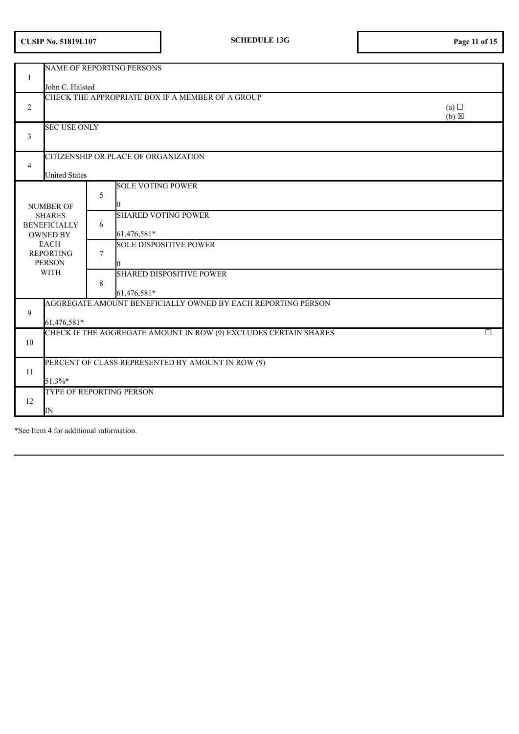| | | | |
|---|---|---|---|
| 1 | NAME OF REPORTING PERSONS<br><br>John C. Halsted | | |
| 2 | CHECK THE APPROPRIATE BOX IF A MEMBER OF A GROUP | | (a) ☐<br>(b) ☒ |
| 3 | SEC USE ONLY | | |
| 4 | CITIZENSHIP OR PLACE OF ORGANIZATION<br><br>United States | | |
| NUMBER OF SHARES BENEFICIALLY OWNED BY EACH REPORTING PERSON WITH | 5 | SOLE VOTING POWER<br><br>0 | |
| | 6 | SHARED VOTING POWER<br><br>61,476,581* | |
| | 7 | SOLE DISPOSITIVE POWER<br><br>0 | |
| | 8 | SHARED DISPOSITIVE POWER<br><br>61,476,581* | |
| 9 | AGGREGATE AMOUNT BENEFICIALLY OWNED BY EACH REPORTING PERSON<br><br>61,476,581* | | |
| 10 | CHECK IF THE AGGREGATE AMOUNT IN ROW (9) EXCLUDES CERTAIN SHARES | | ☐ |
| 11 | PERCENT OF CLASS REPRESENTED BY AMOUNT IN ROW (9)<br><br>51.3%* | | |
| 12 | TYPE OF REPORTING PERSON<br><br>IN | | |

*See Item 4 for additional information.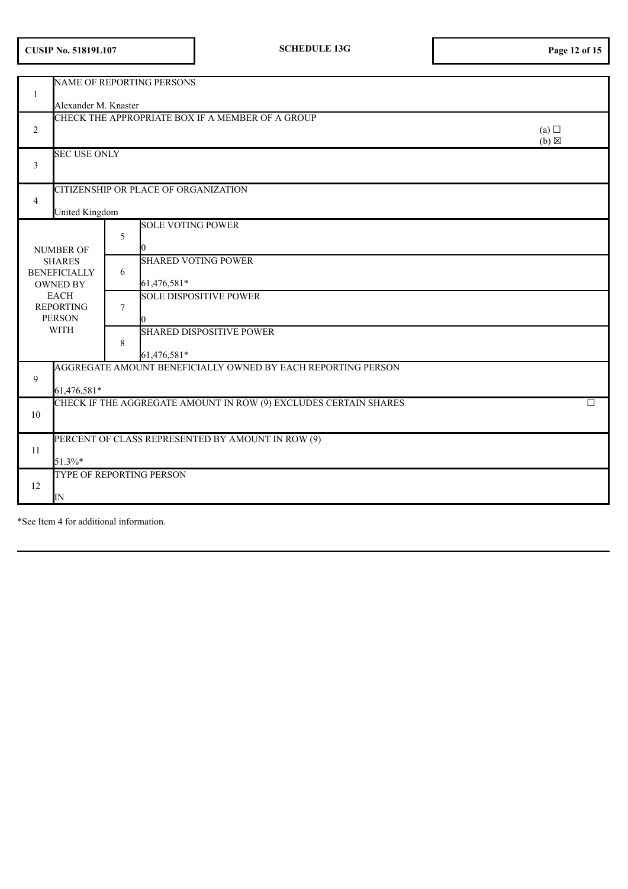| CUSIP No. 51819L107 | SCHEDULE 13G | |
|---|---|---|

| | | | |
|---|---|---|---|
| 1 | NAME OF REPORTING PERSONS<br><br>Alexander M. Knaster | | |
| 2 | CHECK THE APPROPRIATE BOX IF A MEMBER OF A GROUP | | (a) ☐<br>(b) ☒ |
| 3 | SEC USE ONLY | | |
| 4 | CITIZENSHIP OR PLACE OF ORGANIZATION<br><br>United Kingdom | | |
| NUMBER OF SHARES BENEFICIALLY OWNED BY EACH REPORTING PERSON WITH | 5 | SOLE VOTING POWER<br><br>0 | |
| | 6 | SHARED VOTING POWER<br><br>61,476,581* | |
| | 7 | SOLE DISPOSITIVE POWER<br><br>0 | |
| | 8 | SHARED DISPOSITIVE POWER<br><br>61,476,581* | |
| 9 | AGGREGATE AMOUNT BENEFICIALLY OWNED BY EACH REPORTING PERSON<br><br>61,476,581* | | |
| 10 | CHECK IF THE AGGREGATE AMOUNT IN ROW (9) EXCLUDES CERTAIN SHARES | | ☐ |
| 11 | PERCENT OF CLASS REPRESENTED BY AMOUNT IN ROW (9)<br><br>51.3%* | | |
| 12 | TYPE OF REPORTING PERSON<br><br>IN | | |

*See Item 4 for additional information.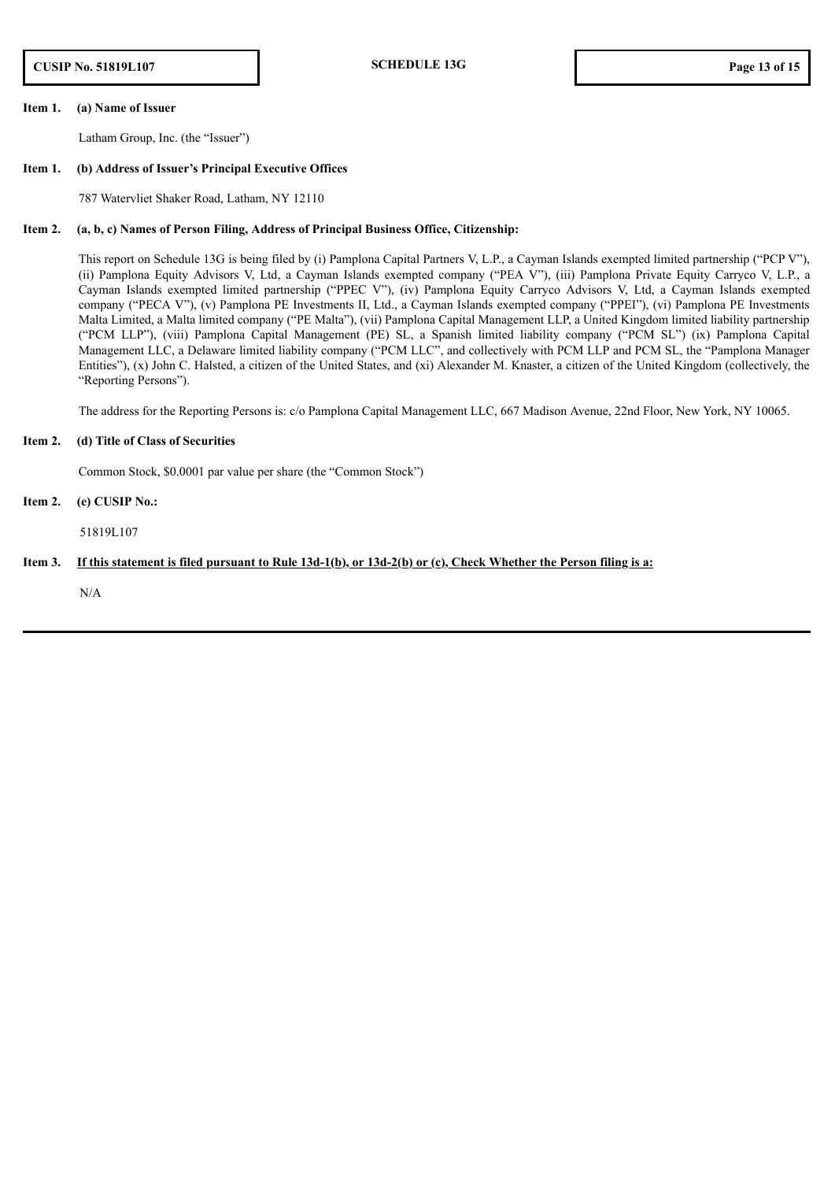**Item 1. (a) Name of Issuer**

Latham Group, Inc. (the "Issuer")

**Item 1. (b) Address of Issuer's Principal Executive Offices**

787 Watervliet Shaker Road, Latham, NY 12110

**Item 2. (a, b, c) Names of Person Filing, Address of Principal Business Office, Citizenship:**

This report on Schedule 13G is being filed by (i) Pamplona Capital Partners V, L.P., a Cayman Islands exempted limited partnership ("PCP V"), (ii) Pamplona Equity Advisors V, Ltd, a Cayman Islands exempted company ("PEA V"), (iii) Pamplona Private Equity Carryco V, L.P., a Cayman Islands exempted limited partnership ("PPEC V"), (iv) Pamplona Equity Carryco Advisors V, Ltd, a Cayman Islands exempted company ("PECA V"), (v) Pamplona PE Investments II, Ltd., a Cayman Islands exempted company ("PPEI"), (vi) Pamplona PE Investments Malta Limited, a Malta limited company ("PE Malta"), (vii) Pamplona Capital Management LLP, a United Kingdom limited liability partnership ("PCM LLP"), (viii) Pamplona Capital Management (PE) SL, a Spanish limited liability company ("PCM SL") (ix) Pamplona Capital Management LLC, a Delaware limited liability company ("PCM LLC", and collectively with PCM LLP and PCM SL, the "Pamplona Manager Entities"), (x) John C. Halsted, a citizen of the United States, and (xi) Alexander M. Knaster, a citizen of the United Kingdom (collectively, the "Reporting Persons").

The address for the Reporting Persons is: c/o Pamplona Capital Management LLC, 667 Madison Avenue, 22nd Floor, New York, NY 10065.

**Item 2. (d) Title of Class of Securities**

Common Stock, $0.0001 par value per share (the "Common Stock")

**Item 2. (e) CUSIP No.:**

51819L107

**Item 3. If this statement is filed pursuant to Rule 13d-1(b), or 13d-2(b) or (c), Check Whether the Person filing is a:**

N/A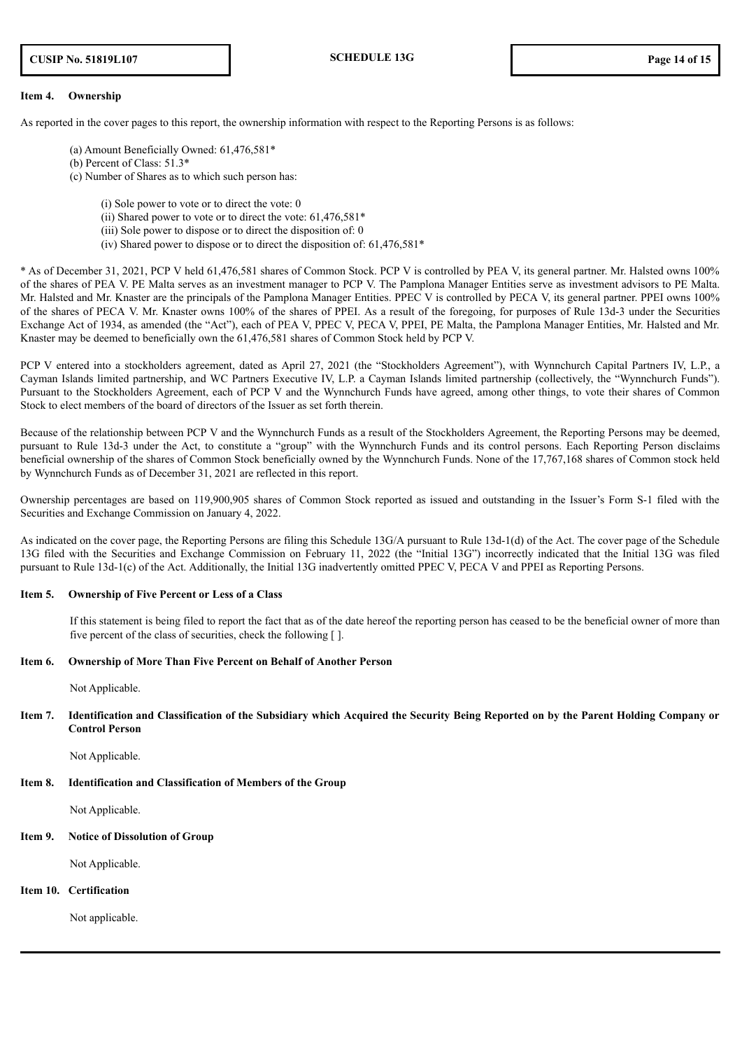**Item 4. Ownership**

As reported in the cover pages to this report, the ownership information with respect to the Reporting Persons is as follows:

(a) Amount Beneficially Owned: 61,476,581*

(b) Percent of Class: 51.3*

(c) Number of Shares as to which such person has:

(i) Sole power to vote or to direct the vote: 0

(ii) Shared power to vote or to direct the vote: 61,476,581*

(iii) Sole power to dispose or to direct the disposition of: 0

(iv) Shared power to dispose or to direct the disposition of: 61,476,581*

* As of December 31, 2021, PCP V held 61,476,581 shares of Common Stock. PCP V is controlled by PEA V, its general partner. Mr. Halsted owns 100% of the shares of PEA V. PE Malta serves as an investment manager to PCP V. The Pamplona Manager Entities serve as investment advisors to PE Malta. Mr. Halsted and Mr. Knaster are the principals of the Pamplona Manager Entities. PPEC V is controlled by PECA V, its general partner. PPEI owns 100% of the shares of PECA V. Mr. Knaster owns 100% of the shares of PPEI. As a result of the foregoing, for purposes of Rule 13d-3 under the Securities Exchange Act of 1934, as amended (the "Act"), each of PEA V, PPEC V, PECA V, PPEI, PE Malta, the Pamplona Manager Entities, Mr. Halsted and Mr. Knaster may be deemed to beneficially own the 61,476,581 shares of Common Stock held by PCP V.

PCP V entered into a stockholders agreement, dated as April 27, 2021 (the "Stockholders Agreement"), with Wynnchurch Capital Partners IV, L.P., a Cayman Islands limited partnership, and WC Partners Executive IV, L.P. a Cayman Islands limited partnership (collectively, the "Wynnchurch Funds"). Pursuant to the Stockholders Agreement, each of PCP V and the Wynnchurch Funds have agreed, among other things, to vote their shares of Common Stock to elect members of the board of directors of the Issuer as set forth therein.

Because of the relationship between PCP V and the Wynnchurch Funds as a result of the Stockholders Agreement, the Reporting Persons may be deemed, pursuant to Rule 13d-3 under the Act, to constitute a "group" with the Wynnchurch Funds and its control persons. Each Reporting Person disclaims beneficial ownership of the shares of Common Stock beneficially owned by the Wynnchurch Funds. None of the 17,767,168 shares of Common stock held by Wynnchurch Funds as of December 31, 2021 are reflected in this report.

Ownership percentages are based on 119,900,905 shares of Common Stock reported as issued and outstanding in the Issuer's Form S-1 filed with the Securities and Exchange Commission on January 4, 2022.

As indicated on the cover page, the Reporting Persons are filing this Schedule 13G/A pursuant to Rule 13d-1(d) of the Act. The cover page of the Schedule 13G filed with the Securities and Exchange Commission on February 11, 2022 (the "Initial 13G") incorrectly indicated that the Initial 13G was filed pursuant to Rule 13d-1(c) of the Act. Additionally, the Initial 13G inadvertently omitted PPEC V, PECA V and PPEI as Reporting Persons.

**Item 5. Ownership of Five Percent or Less of a Class**

If this statement is being filed to report the fact that as of the date hereof the reporting person has ceased to be the beneficial owner of more than five percent of the class of securities, check the following [ ].

**Item 6. Ownership of More Than Five Percent on Behalf of Another Person**

Not Applicable.

**Item 7. Identification and Classification of the Subsidiary which Acquired the Security Being Reported on by the Parent Holding Company or Control Person**

Not Applicable.

**Item 8. Identification and Classification of Members of the Group**

Not Applicable.

**Item 9. Notice of Dissolution of Group**

Not Applicable.

**Item 10. Certification**

Not applicable.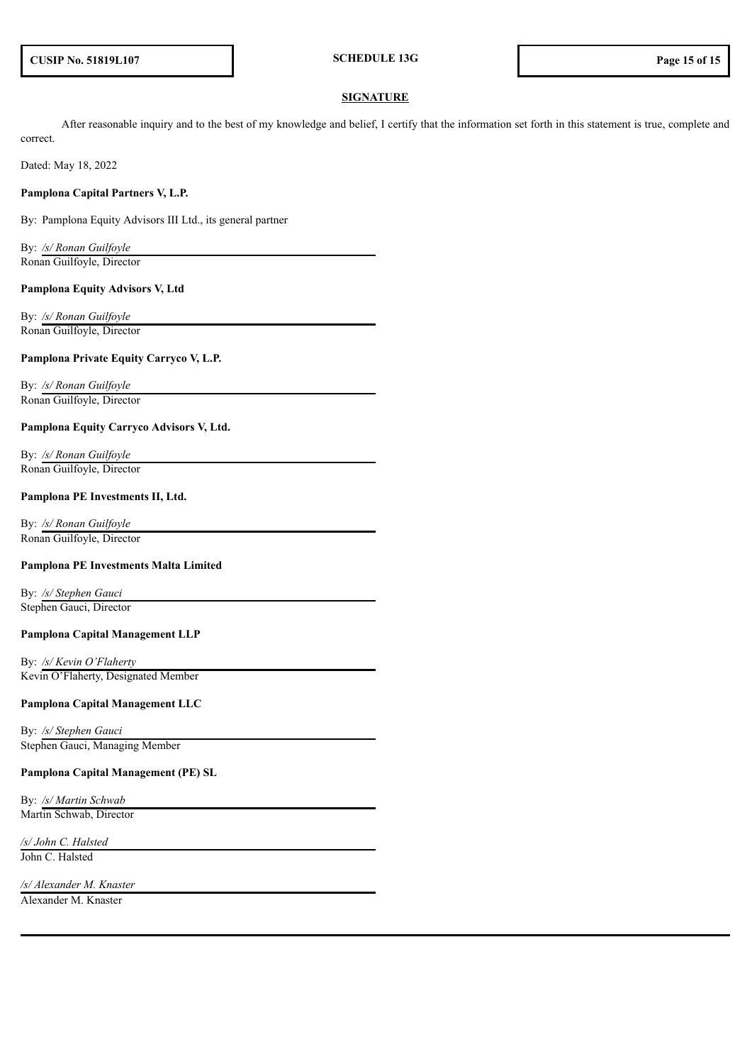## SIGNATURE

After reasonable inquiry and to the best of my knowledge and belief, I certify that the information set forth in this statement is true, complete and correct.

Dated: May 18, 2022

**Pamplona Capital Partners V, L.P.**

By: Pamplona Equity Advisors III Ltd., its general partner

By: */s/ Ronan Guilfoyle*
Ronan Guilfoyle, Director

**Pamplona Equity Advisors V, Ltd**

By: */s/ Ronan Guilfoyle*
Ronan Guilfoyle, Director

**Pamplona Private Equity Carryco V, L.P.**

By: */s/ Ronan Guilfoyle*
Ronan Guilfoyle, Director

**Pamplona Equity Carryco Advisors V, Ltd.**

By: */s/ Ronan Guilfoyle*
Ronan Guilfoyle, Director

**Pamplona PE Investments II, Ltd.**

By: */s/ Ronan Guilfoyle*
Ronan Guilfoyle, Director

**Pamplona PE Investments Malta Limited**

By: */s/ Stephen Gauci*
Stephen Gauci, Director

**Pamplona Capital Management LLP**

By: */s/ Kevin O'Flaherty*
Kevin O'Flaherty, Designated Member

**Pamplona Capital Management LLC**

By: */s/ Stephen Gauci*
Stephen Gauci, Managing Member

**Pamplona Capital Management (PE) SL**

By: */s/ Martin Schwab*
Martin Schwab, Director

*/s/ John C. Halsted*
John C. Halsted

*/s/ Alexander M. Knaster*
Alexander M. Knaster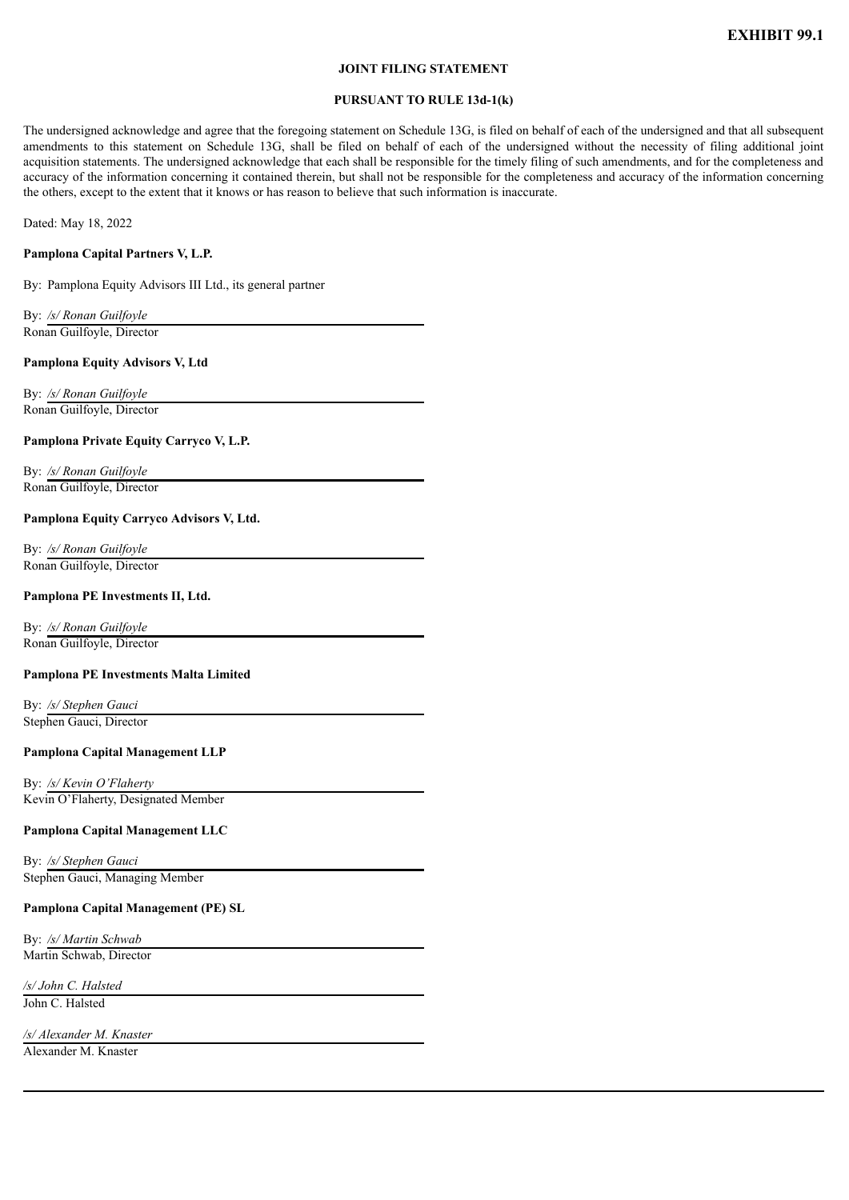**EXHIBIT 99.1**

**JOINT FILING STATEMENT**

**PURSUANT TO RULE 13d-1(k)**

The undersigned acknowledge and agree that the foregoing statement on Schedule 13G, is filed on behalf of each of the undersigned and that all subsequent amendments to this statement on Schedule 13G, shall be filed on behalf of each of the undersigned without the necessity of filing additional joint acquisition statements. The undersigned acknowledge that each shall be responsible for the timely filing of such amendments, and for the completeness and accuracy of the information concerning it contained therein, but shall not be responsible for the completeness and accuracy of the information concerning the others, except to the extent that it knows or has reason to believe that such information is inaccurate.

Dated: May 18, 2022

**Pamplona Capital Partners V, L.P.**

By: Pamplona Equity Advisors III Ltd., its general partner

By: */s/ Ronan Guilfoyle*
Ronan Guilfoyle, Director

**Pamplona Equity Advisors V, Ltd**

By: */s/ Ronan Guilfoyle*
Ronan Guilfoyle, Director

**Pamplona Private Equity Carryco V, L.P.**

By: */s/ Ronan Guilfoyle*
Ronan Guilfoyle, Director

**Pamplona Equity Carryco Advisors V, Ltd.**

By: */s/ Ronan Guilfoyle*
Ronan Guilfoyle, Director

**Pamplona PE Investments II, Ltd.**

By: */s/ Ronan Guilfoyle*
Ronan Guilfoyle, Director

**Pamplona PE Investments Malta Limited**

By: */s/ Stephen Gauci*
Stephen Gauci, Director

**Pamplona Capital Management LLP**

By: */s/ Kevin O'Flaherty*
Kevin O'Flaherty, Designated Member

**Pamplona Capital Management LLC**

By: */s/ Stephen Gauci*
Stephen Gauci, Managing Member

**Pamplona Capital Management (PE) SL**

By: */s/ Martin Schwab*
Martin Schwab, Director

*/s/ John C. Halsted*
John C. Halsted

*/s/ Alexander M. Knaster*
Alexander M. Knaster